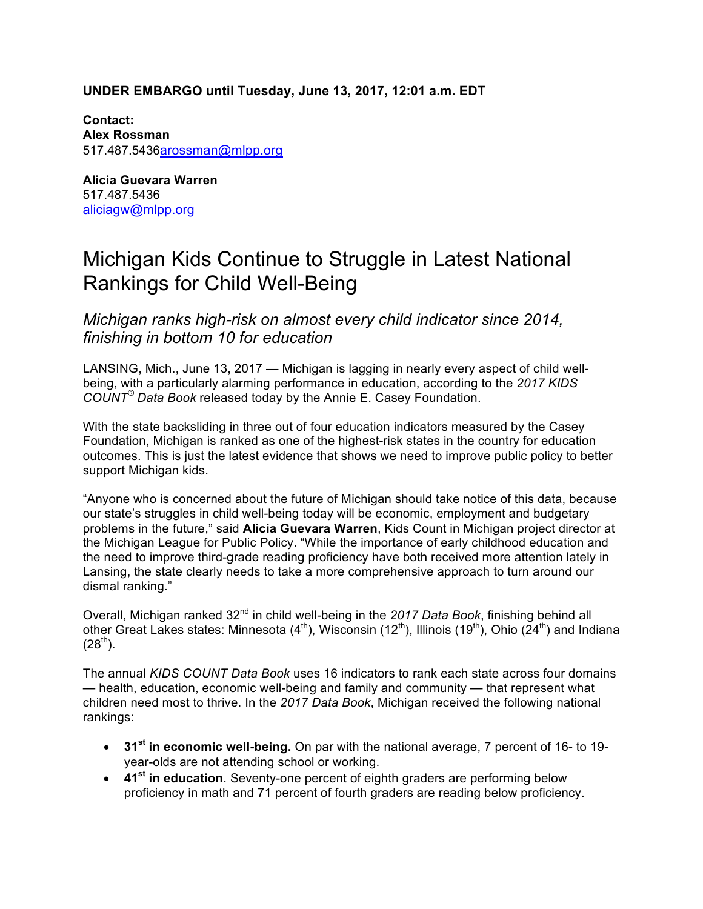**UNDER EMBARGO until Tuesday, June 13, 2017, 12:01 a.m. EDT**

**Contact:**
**Alex Rossman**
517.487.5436arossman@mlpp.org

**Alicia Guevara Warren**
517.487.5436
aliciagw@mlpp.org

# Michigan Kids Continue to Struggle in Latest National Rankings for Child Well-Being

## *Michigan ranks high-risk on almost every child indicator since 2014, finishing in bottom 10 for education*

LANSING, Mich., June 13, 2017 — Michigan is lagging in nearly every aspect of child well-being, with a particularly alarming performance in education, according to the *2017 KIDS COUNT® Data Book* released today by the Annie E. Casey Foundation.

With the state backsliding in three out of four education indicators measured by the Casey Foundation, Michigan is ranked as one of the highest-risk states in the country for education outcomes. This is just the latest evidence that shows we need to improve public policy to better support Michigan kids.

"Anyone who is concerned about the future of Michigan should take notice of this data, because our state's struggles in child well-being today will be economic, employment and budgetary problems in the future," said **Alicia Guevara Warren**, Kids Count in Michigan project director at the Michigan League for Public Policy. "While the importance of early childhood education and the need to improve third-grade reading proficiency have both received more attention lately in Lansing, the state clearly needs to take a more comprehensive approach to turn around our dismal ranking."

Overall, Michigan ranked 32nd in child well-being in the *2017 Data Book*, finishing behind all other Great Lakes states: Minnesota (4th), Wisconsin (12th), Illinois (19th), Ohio (24th) and Indiana (28th).

The annual *KIDS COUNT Data Book* uses 16 indicators to rank each state across four domains — health, education, economic well-being and family and community — that represent what children need most to thrive. In the *2017 Data Book*, Michigan received the following national rankings:

- **31st in economic well-being.** On par with the national average, 7 percent of 16- to 19-year-olds are not attending school or working.
- **41st in education**. Seventy-one percent of eighth graders are performing below proficiency in math and 71 percent of fourth graders are reading below proficiency.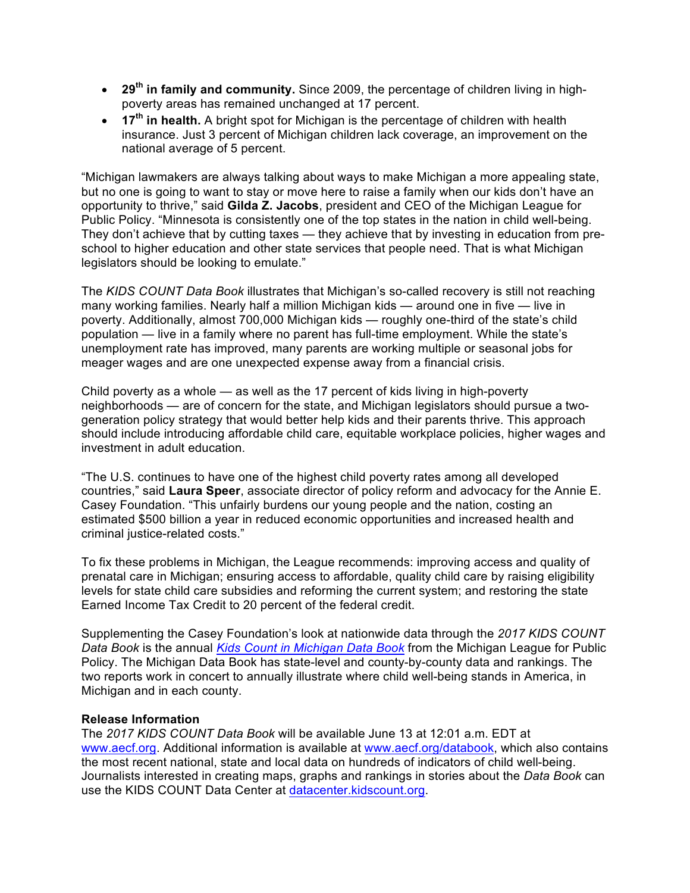- **29th in family and community.** Since 2009, the percentage of children living in high-poverty areas has remained unchanged at 17 percent.
- **17th in health.** A bright spot for Michigan is the percentage of children with health insurance. Just 3 percent of Michigan children lack coverage, an improvement on the national average of 5 percent.

"Michigan lawmakers are always talking about ways to make Michigan a more appealing state, but no one is going to want to stay or move here to raise a family when our kids don't have an opportunity to thrive," said **Gilda Z. Jacobs**, president and CEO of the Michigan League for Public Policy. "Minnesota is consistently one of the top states in the nation in child well-being. They don't achieve that by cutting taxes — they achieve that by investing in education from pre-school to higher education and other state services that people need. That is what Michigan legislators should be looking to emulate."

The *KIDS COUNT Data Book* illustrates that Michigan's so-called recovery is still not reaching many working families. Nearly half a million Michigan kids — around one in five — live in poverty. Additionally, almost 700,000 Michigan kids — roughly one-third of the state's child population — live in a family where no parent has full-time employment. While the state's unemployment rate has improved, many parents are working multiple or seasonal jobs for meager wages and are one unexpected expense away from a financial crisis.

Child poverty as a whole — as well as the 17 percent of kids living in high-poverty neighborhoods — are of concern for the state, and Michigan legislators should pursue a two-generation policy strategy that would better help kids and their parents thrive. This approach should include introducing affordable child care, equitable workplace policies, higher wages and investment in adult education.

"The U.S. continues to have one of the highest child poverty rates among all developed countries," said **Laura Speer**, associate director of policy reform and advocacy for the Annie E. Casey Foundation. "This unfairly burdens our young people and the nation, costing an estimated $500 billion a year in reduced economic opportunities and increased health and criminal justice-related costs."

To fix these problems in Michigan, the League recommends: improving access and quality of prenatal care in Michigan; ensuring access to affordable, quality child care by raising eligibility levels for state child care subsidies and reforming the current system; and restoring the state Earned Income Tax Credit to 20 percent of the federal credit.

Supplementing the Casey Foundation's look at nationwide data through the *2017 KIDS COUNT Data Book* is the annual *Kids Count in Michigan Data Book* from the Michigan League for Public Policy. The Michigan Data Book has state-level and county-by-county data and rankings. The two reports work in concert to annually illustrate where child well-being stands in America, in Michigan and in each county.

**Release Information**
The *2017 KIDS COUNT Data Book* will be available June 13 at 12:01 a.m. EDT at www.aecf.org. Additional information is available at www.aecf.org/databook, which also contains the most recent national, state and local data on hundreds of indicators of child well-being. Journalists interested in creating maps, graphs and rankings in stories about the *Data Book* can use the KIDS COUNT Data Center at datacenter.kidscount.org.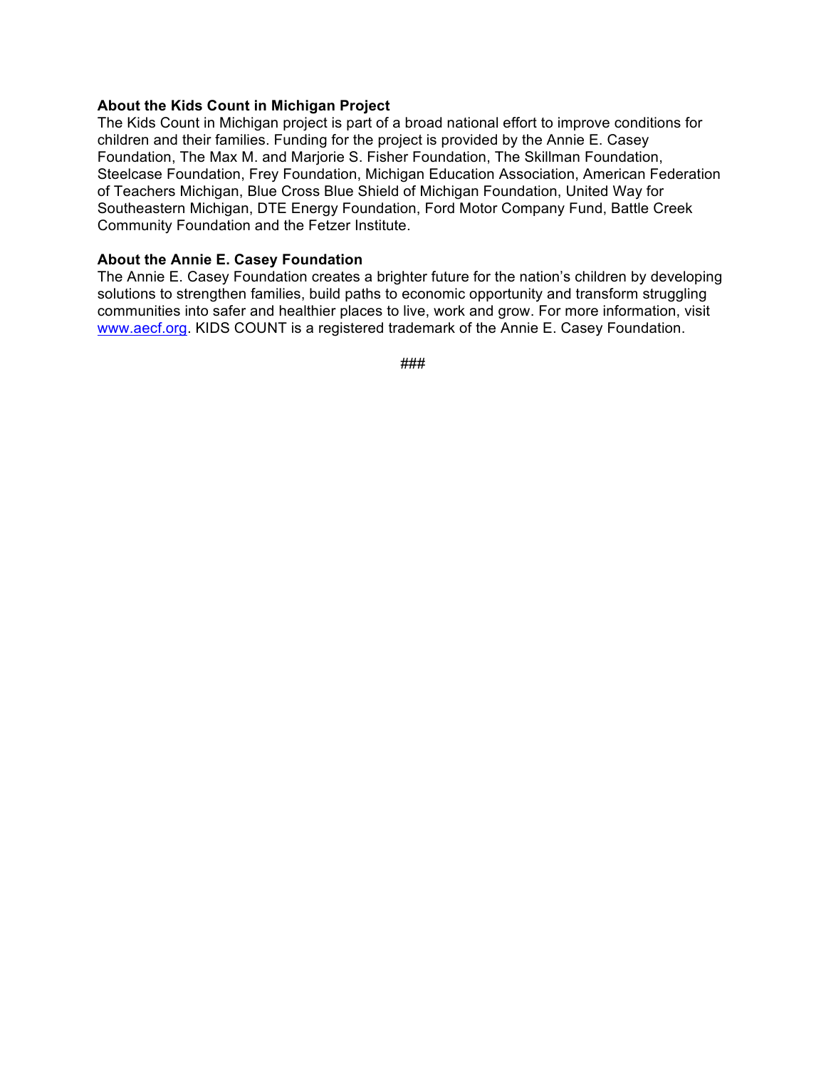**About the Kids Count in Michigan Project**

The Kids Count in Michigan project is part of a broad national effort to improve conditions for children and their families. Funding for the project is provided by the Annie E. Casey Foundation, The Max M. and Marjorie S. Fisher Foundation, The Skillman Foundation, Steelcase Foundation, Frey Foundation, Michigan Education Association, American Federation of Teachers Michigan, Blue Cross Blue Shield of Michigan Foundation, United Way for Southeastern Michigan, DTE Energy Foundation, Ford Motor Company Fund, Battle Creek Community Foundation and the Fetzer Institute.

**About the Annie E. Casey Foundation**

The Annie E. Casey Foundation creates a brighter future for the nation's children by developing solutions to strengthen families, build paths to economic opportunity and transform struggling communities into safer and healthier places to live, work and grow. For more information, visit www.aecf.org. KIDS COUNT is a registered trademark of the Annie E. Casey Foundation.

###